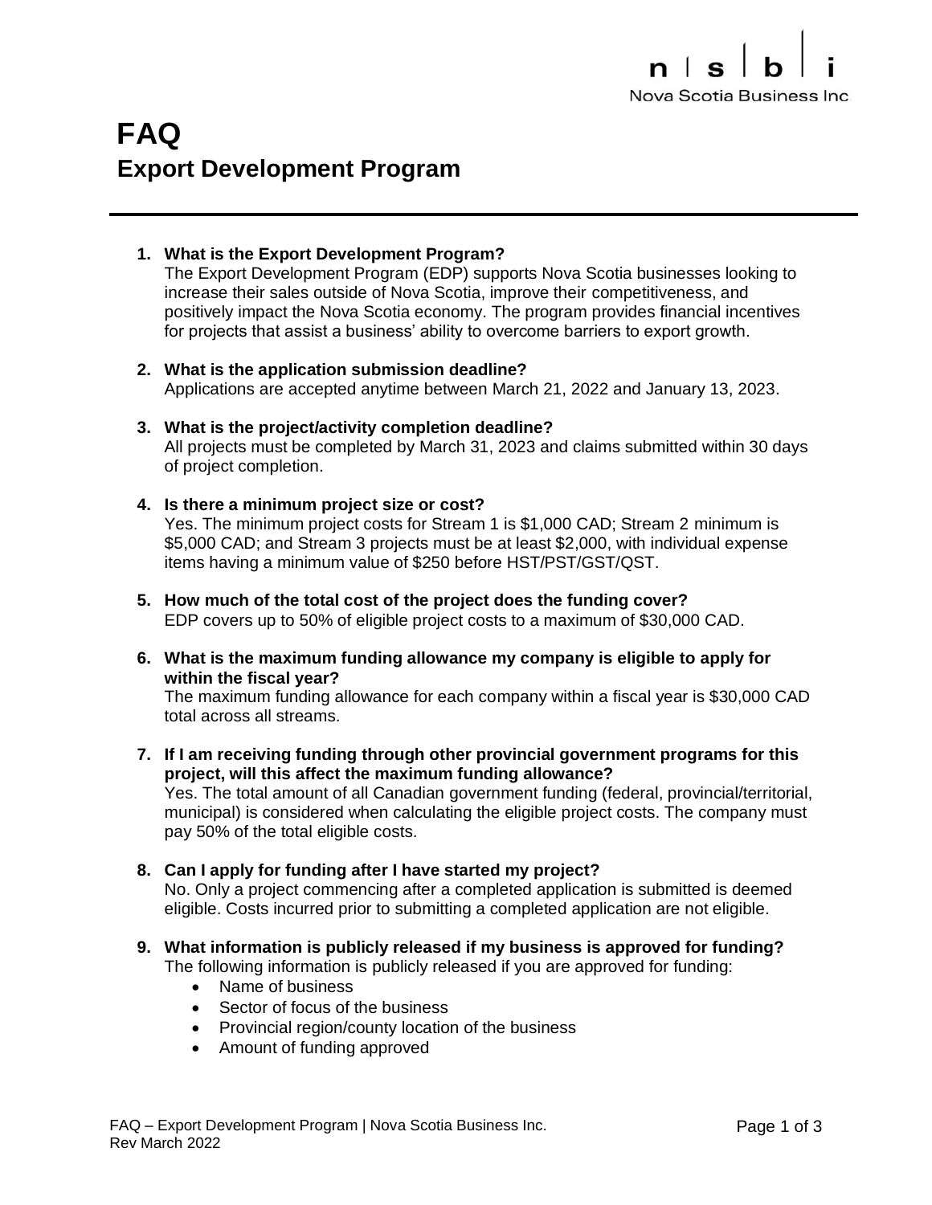# FAQ

## Export Development Program

1. **What is the Export Development Program?**
   The Export Development Program (EDP) supports Nova Scotia businesses looking to increase their sales outside of Nova Scotia, improve their competitiveness, and positively impact the Nova Scotia economy. The program provides financial incentives for projects that assist a business' ability to overcome barriers to export growth.

2. **What is the application submission deadline?**
   Applications are accepted anytime between March 21, 2022 and January 13, 2023.

3. **What is the project/activity completion deadline?**
   All projects must be completed by March 31, 2023 and claims submitted within 30 days of project completion.

4. **Is there a minimum project size or cost?**
   Yes. The minimum project costs for Stream 1 is $1,000 CAD; Stream 2 minimum is $5,000 CAD; and Stream 3 projects must be at least $2,000, with individual expense items having a minimum value of $250 before HST/PST/GST/QST.

5. **How much of the total cost of the project does the funding cover?**
   EDP covers up to 50% of eligible project costs to a maximum of $30,000 CAD.

6. **What is the maximum funding allowance my company is eligible to apply for within the fiscal year?**
   The maximum funding allowance for each company within a fiscal year is $30,000 CAD total across all streams.

7. **If I am receiving funding through other provincial government programs for this project, will this affect the maximum funding allowance?**
   Yes. The total amount of all Canadian government funding (federal, provincial/territorial, municipal) is considered when calculating the eligible project costs. The company must pay 50% of the total eligible costs.

8. **Can I apply for funding after I have started my project?**
   No. Only a project commencing after a completed application is submitted is deemed eligible. Costs incurred prior to submitting a completed application are not eligible.

9. **What information is publicly released if my business is approved for funding?**
   The following information is publicly released if you are approved for funding:
   - Name of business
   - Sector of focus of the business
   - Provincial region/county location of the business
   - Amount of funding approved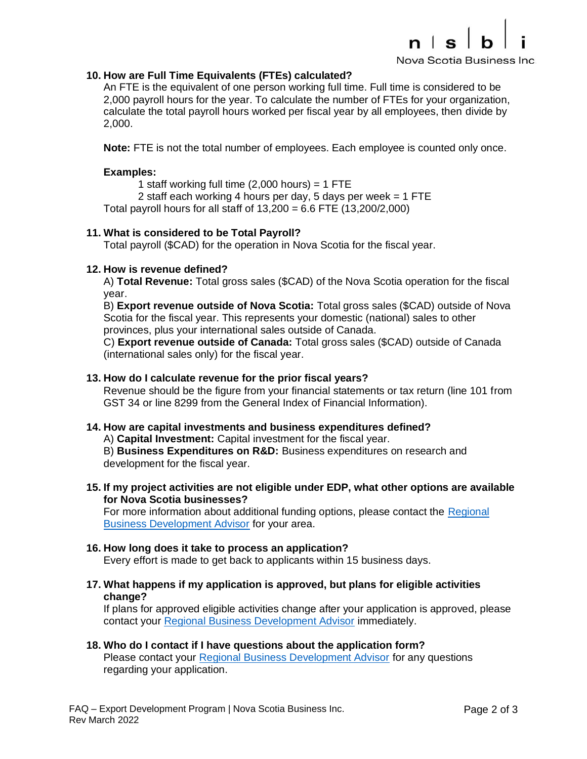**10. How are Full Time Equivalents (FTEs) calculated?**

An FTE is the equivalent of one person working full time. Full time is considered to be 2,000 payroll hours for the year. To calculate the number of FTEs for your organization, calculate the total payroll hours worked per fiscal year by all employees, then divide by 2,000.

**Note:** FTE is not the total number of employees. Each employee is counted only once.

**Examples:**

1 staff working full time (2,000 hours) = 1 FTE

2 staff each working 4 hours per day, 5 days per week = 1 FTE

Total payroll hours for all staff of 13,200 = 6.6 FTE (13,200/2,000)

**11. What is considered to be Total Payroll?**

Total payroll ($CAD) for the operation in Nova Scotia for the fiscal year.

**12. How is revenue defined?**

A) **Total Revenue:** Total gross sales ($CAD) of the Nova Scotia operation for the fiscal year.

B) **Export revenue outside of Nova Scotia:** Total gross sales ($CAD) outside of Nova Scotia for the fiscal year. This represents your domestic (national) sales to other provinces, plus your international sales outside of Canada.

C) **Export revenue outside of Canada:** Total gross sales ($CAD) outside of Canada (international sales only) for the fiscal year.

**13. How do I calculate revenue for the prior fiscal years?**

Revenue should be the figure from your financial statements or tax return (line 101 from GST 34 or line 8299 from the General Index of Financial Information).

**14. How are capital investments and business expenditures defined?**

A) **Capital Investment:** Capital investment for the fiscal year.

B) **Business Expenditures on R&D:** Business expenditures on research and development for the fiscal year.

**15. If my project activities are not eligible under EDP, what other options are available for Nova Scotia businesses?**

For more information about additional funding options, please contact the Regional Business Development Advisor for your area.

**16. How long does it take to process an application?**

Every effort is made to get back to applicants within 15 business days.

**17. What happens if my application is approved, but plans for eligible activities change?**

If plans for approved eligible activities change after your application is approved, please contact your Regional Business Development Advisor immediately.

**18. Who do I contact if I have questions about the application form?**

Please contact your Regional Business Development Advisor for any questions regarding your application.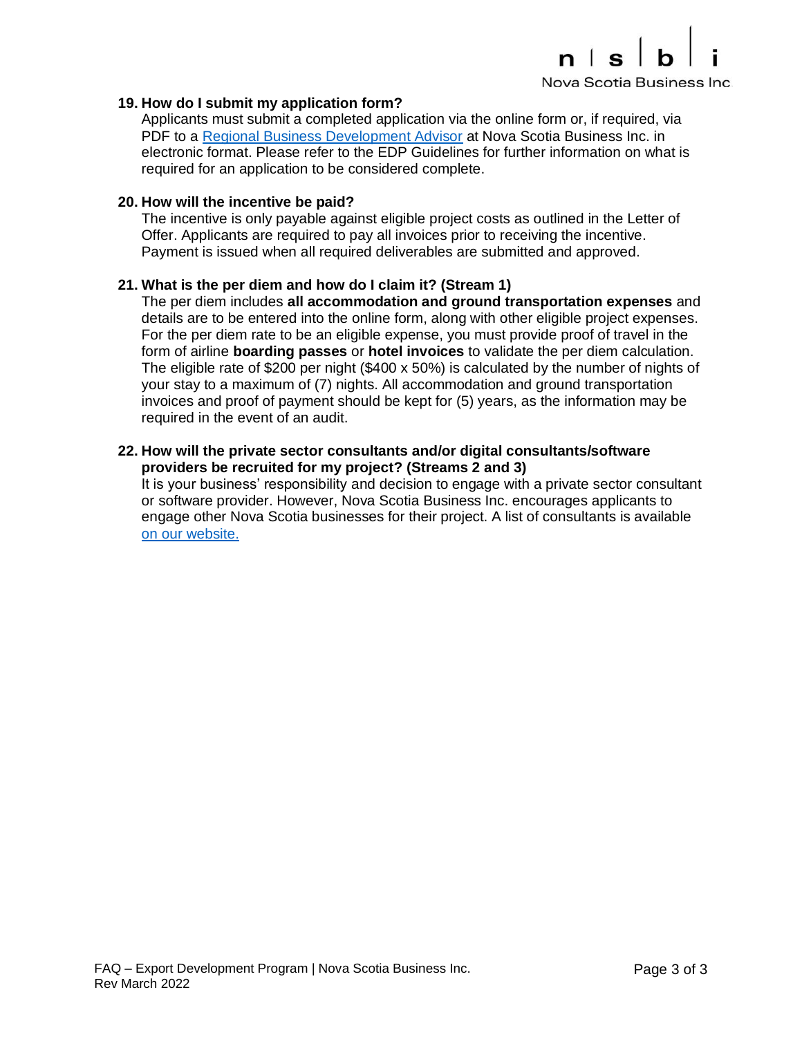**19. How do I submit my application form?**

Applicants must submit a completed application via the online form or, if required, via PDF to a Regional Business Development Advisor at Nova Scotia Business Inc. in electronic format. Please refer to the EDP Guidelines for further information on what is required for an application to be considered complete.

**20. How will the incentive be paid?**

The incentive is only payable against eligible project costs as outlined in the Letter of Offer. Applicants are required to pay all invoices prior to receiving the incentive. Payment is issued when all required deliverables are submitted and approved.

**21. What is the per diem and how do I claim it? (Stream 1)**

The per diem includes **all accommodation and ground transportation expenses** and details are to be entered into the online form, along with other eligible project expenses. For the per diem rate to be an eligible expense, you must provide proof of travel in the form of airline **boarding passes** or **hotel invoices** to validate the per diem calculation. The eligible rate of $200 per night ($400 x 50%) is calculated by the number of nights of your stay to a maximum of (7) nights. All accommodation and ground transportation invoices and proof of payment should be kept for (5) years, as the information may be required in the event of an audit.

**22. How will the private sector consultants and/or digital consultants/software providers be recruited for my project? (Streams 2 and 3)**

It is your business' responsibility and decision to engage with a private sector consultant or software provider. However, Nova Scotia Business Inc. encourages applicants to engage other Nova Scotia businesses for their project. A list of consultants is available on our website.